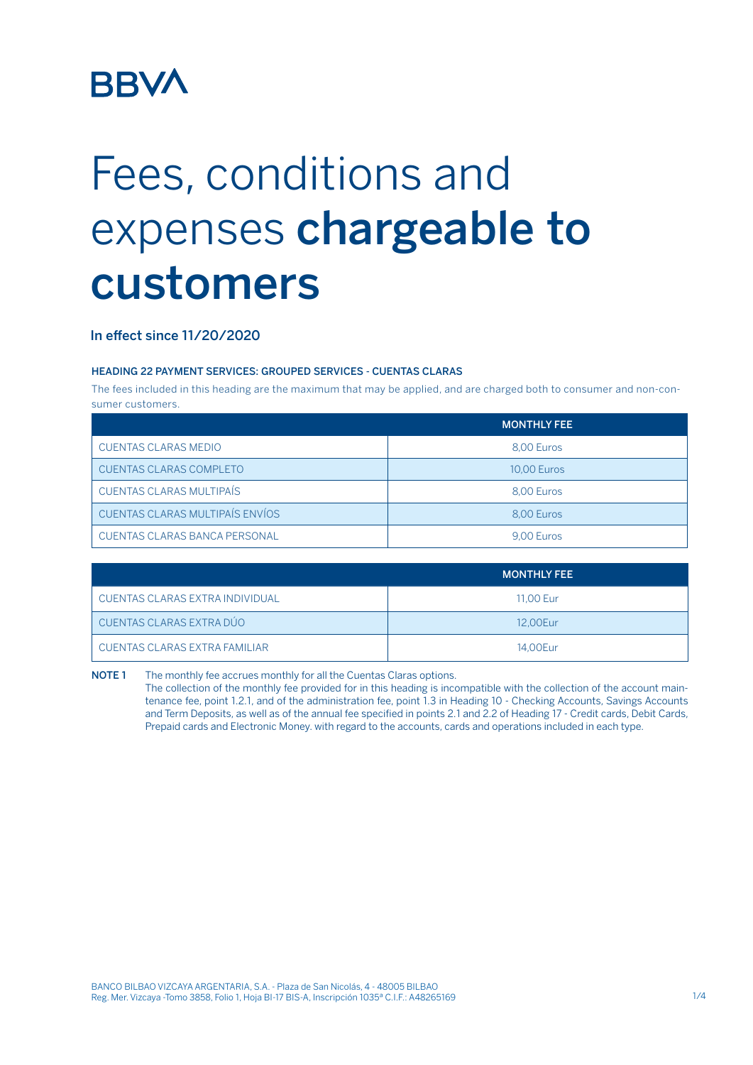BBVA

# Fees, conditions and expenses **chargeable to customers**

### In effect since 11/20/2020

#### HEADING 22 PAYMENT SERVICES: GROUPED SERVICES - CUENTAS CLARAS

The fees included in this heading are the maximum that may be applied, and are charged both to consumer and non-consumer customers.

| | MONTHLY FEE |
|---|---|
| CUENTAS CLARAS MEDIO | 8,00 Euros |
| CUENTAS CLARAS COMPLETO | 10,00 Euros |
| CUENTAS CLARAS MULTIPAÍS | 8,00 Euros |
| CUENTAS CLARAS MULTIPAÍS ENVÍOS | 8,00 Euros |
| CUENTAS CLARAS BANCA PERSONAL | 9,00 Euros |

| | MONTHLY FEE |
|---|---|
| CUENTAS CLARAS EXTRA INDIVIDUAL | 11,00 Eur |
| CUENTAS CLARAS EXTRA DÚO | 12,00Eur |
| CUENTAS CLARAS EXTRA FAMILIAR | 14,00Eur |

**NOTE 1** The monthly fee accrues monthly for all the Cuentas Claras options.
The collection of the monthly fee provided for in this heading is incompatible with the collection of the account maintenance fee, point 1.2.1, and of the administration fee, point 1.3 in Heading 10 - Checking Accounts, Savings Accounts and Term Deposits, as well as of the annual fee specified in points 2.1 and 2.2 of Heading 17 - Credit cards, Debit Cards, Prepaid cards and Electronic Money. with regard to the accounts, cards and operations included in each type.

BANCO BILBAO VIZCAYA ARGENTARIA, S.A. - Plaza de San Nicolás, 4 - 48005 BILBAO
Reg. Mer. Vizcaya -Tomo 3858, Folio 1, Hoja BI-17 BIS-A, Inscripción 1035ª C.I.F.: A48265169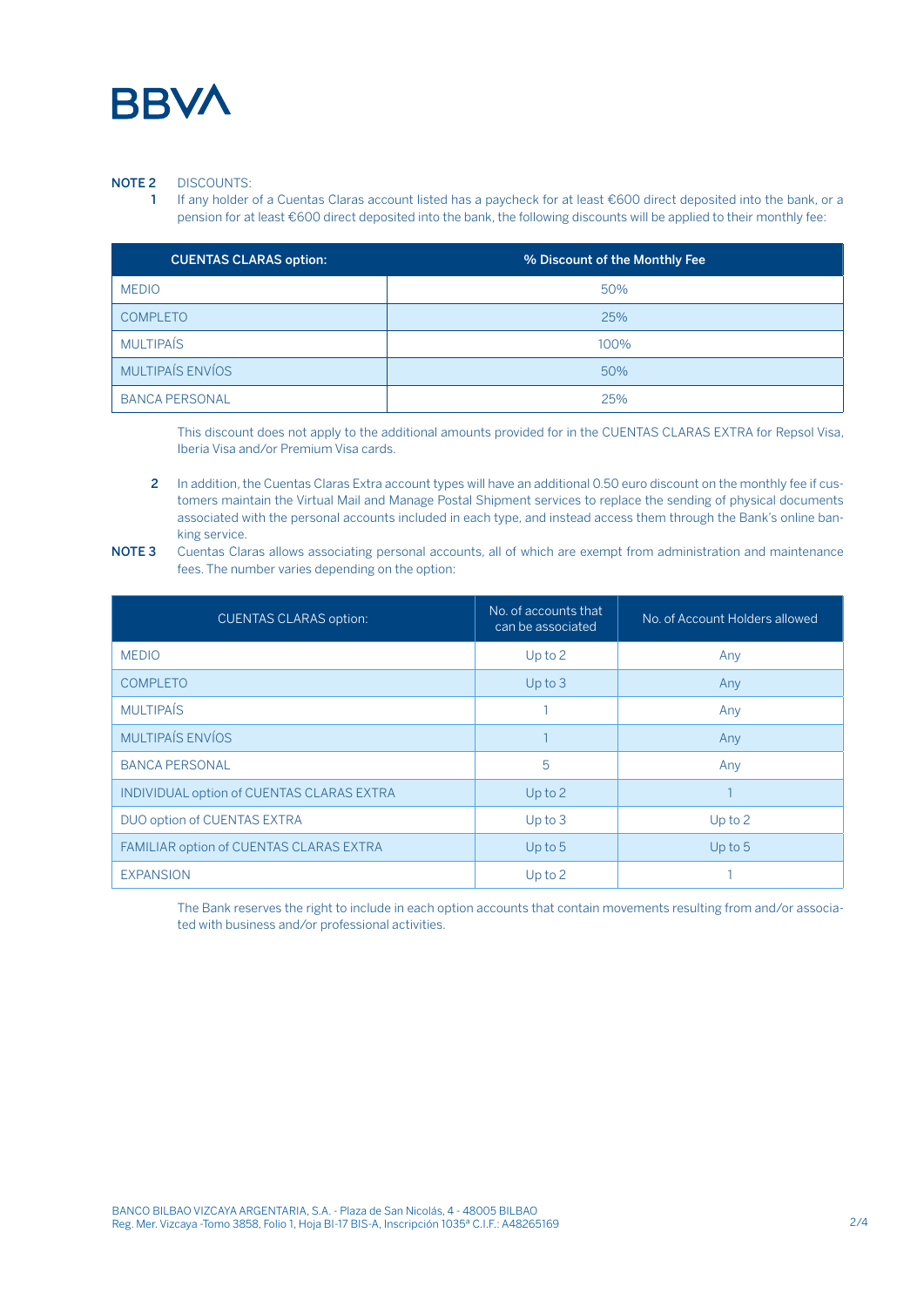**NOTE 2** DISCOUNTS:

1. If any holder of a Cuentas Claras account listed has a paycheck for at least €600 direct deposited into the bank, or a pension for at least €600 direct deposited into the bank, the following discounts will be applied to their monthly fee:

| CUENTAS CLARAS option: | % Discount of the Monthly Fee |
|---|---|
| MEDIO | 50% |
| COMPLETO | 25% |
| MULTIPAÍS | 100% |
| MULTIPAÍS ENVÍOS | 50% |
| BANCA PERSONAL | 25% |

This discount does not apply to the additional amounts provided for in the CUENTAS CLARAS EXTRA for Repsol Visa, Iberia Visa and/or Premium Visa cards.

2. In addition, the Cuentas Claras Extra account types will have an additional 0.50 euro discount on the monthly fee if customers maintain the Virtual Mail and Manage Postal Shipment services to replace the sending of physical documents associated with the personal accounts included in each type, and instead access them through the Bank's online banking service.

**NOTE 3** Cuentas Claras allows associating personal accounts, all of which are exempt from administration and maintenance fees. The number varies depending on the option:

| CUENTAS CLARAS option: | No. of accounts that can be associated | No. of Account Holders allowed |
|---|---|---|
| MEDIO | Up to 2 | Any |
| COMPLETO | Up to 3 | Any |
| MULTIPAÍS | 1 | Any |
| MULTIPAÍS ENVÍOS | 1 | Any |
| BANCA PERSONAL | 5 | Any |
| INDIVIDUAL option of CUENTAS CLARAS EXTRA | Up to 2 | 1 |
| DUO option of CUENTAS EXTRA | Up to 3 | Up to 2 |
| FAMILIAR option of CUENTAS CLARAS EXTRA | Up to 5 | Up to 5 |
| EXPANSION | Up to 2 | 1 |

The Bank reserves the right to include in each option accounts that contain movements resulting from and/or associated with business and/or professional activities.

BANCO BILBAO VIZCAYA ARGENTARIA, S.A. - Plaza de San Nicolás, 4 - 48005 BILBAO
Reg. Mer. Vizcaya -Tomo 3858, Folio 1, Hoja BI-17 BIS-A, Inscripción 1035ª C.I.F.: A48265169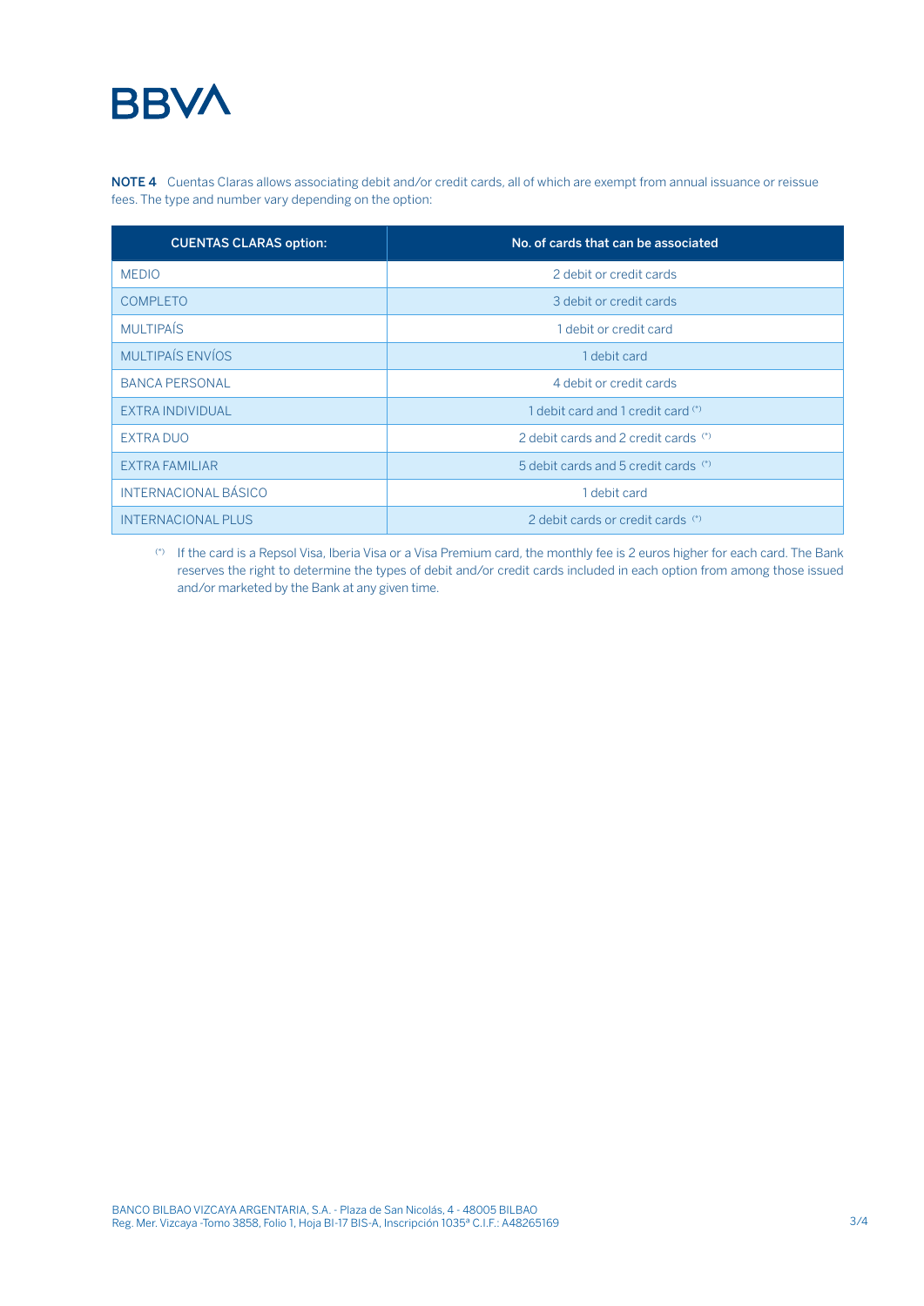**NOTE 4** Cuentas Claras allows associating debit and/or credit cards, all of which are exempt from annual issuance or reissue fees. The type and number vary depending on the option:

| CUENTAS CLARAS option: | No. of cards that can be associated |
|---|---|
| MEDIO | 2 debit or credit cards |
| COMPLETO | 3 debit or credit cards |
| MULTIPAÍS | 1 debit or credit card |
| MULTIPAÍS ENVÍOS | 1 debit card |
| BANCA PERSONAL | 4 debit or credit cards |
| EXTRA INDIVIDUAL | 1 debit card and 1 credit card (*) |
| EXTRA DUO | 2 debit cards and 2 credit cards (*) |
| EXTRA FAMILIAR | 5 debit cards and 5 credit cards (*) |
| INTERNACIONAL BÁSICO | 1 debit card |
| INTERNACIONAL PLUS | 2 debit cards or credit cards (*) |

(*) If the card is a Repsol Visa, Iberia Visa or a Visa Premium card, the monthly fee is 2 euros higher for each card. The Bank reserves the right to determine the types of debit and/or credit cards included in each option from among those issued and/or marketed by the Bank at any given time.

BANCO BILBAO VIZCAYA ARGENTARIA, S.A. - Plaza de San Nicolás, 4 - 48005 BILBAO
Reg. Mer. Vizcaya -Tomo 3858, Folio 1, Hoja BI-17 BIS-A, Inscripción 1035ª C.I.F.: A48265169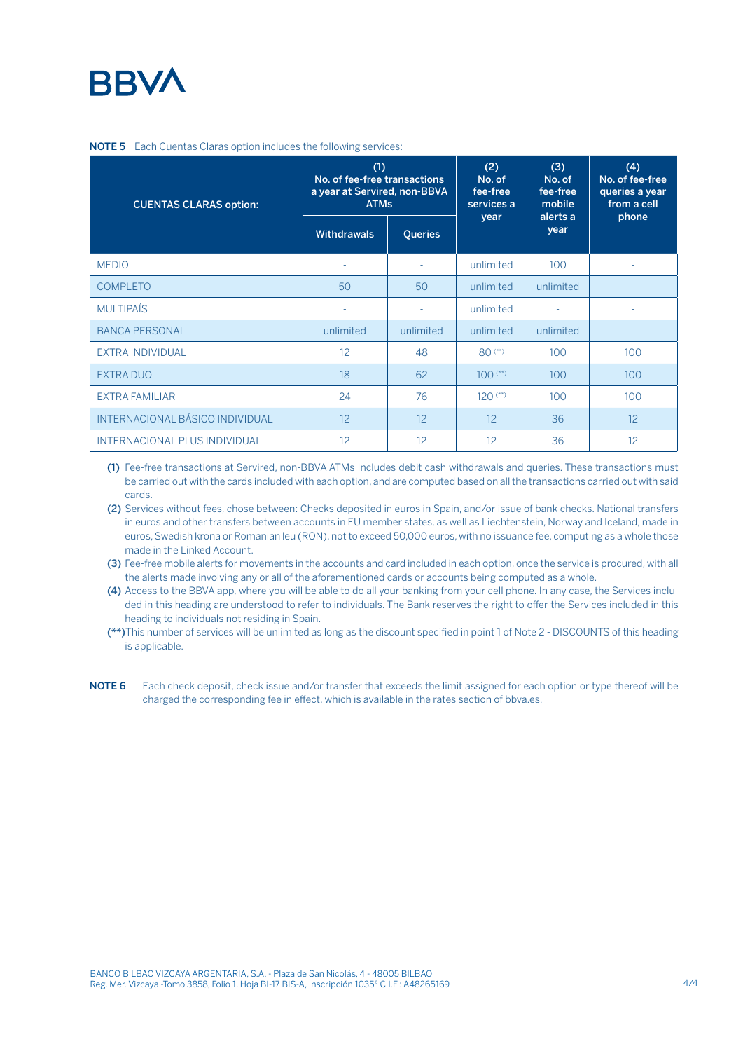**NOTE 5** Each Cuentas Claras option includes the following services:

| CUENTAS CLARAS option: | (1) No. of fee-free transactions a year at Servired, non-BBVA ATMs | | (2) No. of fee-free services a year | (3) No. of fee-free mobile alerts a year | (4) No. of fee-free queries a year from a cell phone |
|---|---|---|---|---|---|
| | Withdrawals | Queries | | | |
| MEDIO | - | - | unlimited | 100 | - |
| COMPLETO | 50 | 50 | unlimited | unlimited | - |
| MULTIPAÍS | - | - | unlimited | - | - |
| BANCA PERSONAL | unlimited | unlimited | unlimited | unlimited | - |
| EXTRA INDIVIDUAL | 12 | 48 | 80 (**) | 100 | 100 |
| EXTRA DUO | 18 | 62 | 100 (**) | 100 | 100 |
| EXTRA FAMILIAR | 24 | 76 | 120 (**) | 100 | 100 |
| INTERNACIONAL BÁSICO INDIVIDUAL | 12 | 12 | 12 | 36 | 12 |
| INTERNACIONAL PLUS INDIVIDUAL | 12 | 12 | 12 | 36 | 12 |

**(1)** Fee-free transactions at Servired, non-BBVA ATMs Includes debit cash withdrawals and queries. These transactions must be carried out with the cards included with each option, and are computed based on all the transactions carried out with said cards.

**(2)** Services without fees, chose between: Checks deposited in euros in Spain, and/or issue of bank checks. National transfers in euros and other transfers between accounts in EU member states, as well as Liechtenstein, Norway and Iceland, made in euros, Swedish krona or Romanian leu (RON), not to exceed 50,000 euros, with no issuance fee, computing as a whole those made in the Linked Account.

**(3)** Fee-free mobile alerts for movements in the accounts and card included in each option, once the service is procured, with all the alerts made involving any or all of the aforementioned cards or accounts being computed as a whole.

**(4)** Access to the BBVA app, where you will be able to do all your banking from your cell phone. In any case, the Services included in this heading are understood to refer to individuals. The Bank reserves the right to offer the Services included in this heading to individuals not residing in Spain.

**(**)** This number of services will be unlimited as long as the discount specified in point 1 of Note 2 - DISCOUNTS of this heading is applicable.

**NOTE 6** Each check deposit, check issue and/or transfer that exceeds the limit assigned for each option or type thereof will be charged the corresponding fee in effect, which is available in the rates section of bbva.es.

BANCO BILBAO VIZCAYA ARGENTARIA, S.A. - Plaza de San Nicolás, 4 - 48005 BILBAO
Reg. Mer. Vizcaya -Tomo 3858, Folio 1, Hoja BI-17 BIS-A, Inscripción 1035ª C.I.F.: A48265169